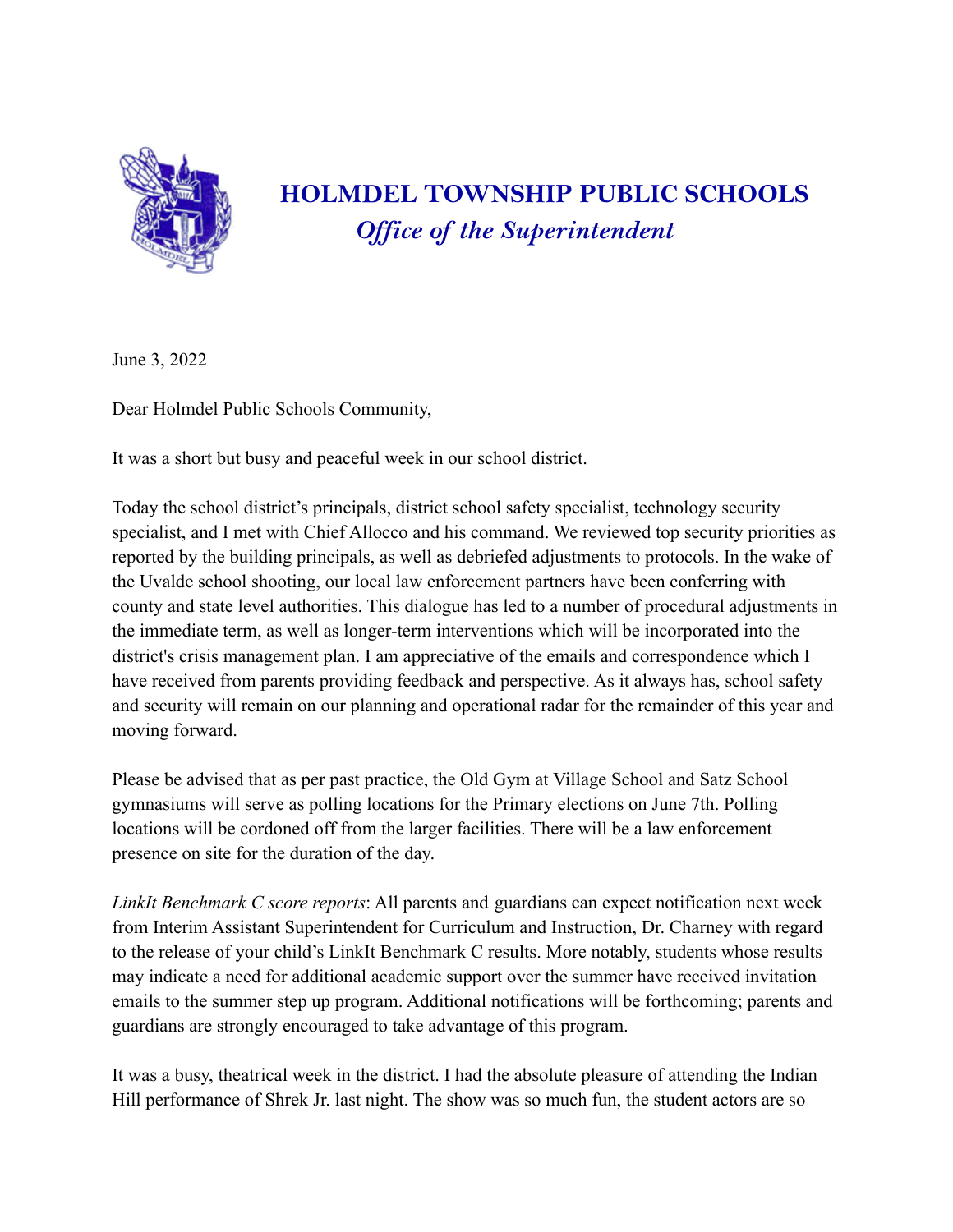# HOLMDEL TOWNSHIP PUBLIC SCHOOLS

*Office of the Superintendent*

June 3, 2022

Dear Holmdel Public Schools Community,

It was a short but busy and peaceful week in our school district.

Today the school district's principals, district school safety specialist, technology security specialist, and I met with Chief Allocco and his command. We reviewed top security priorities as reported by the building principals, as well as debriefed adjustments to protocols. In the wake of the Uvalde school shooting, our local law enforcement partners have been conferring with county and state level authorities. This dialogue has led to a number of procedural adjustments in the immediate term, as well as longer-term interventions which will be incorporated into the district's crisis management plan. I am appreciative of the emails and correspondence which I have received from parents providing feedback and perspective. As it always has, school safety and security will remain on our planning and operational radar for the remainder of this year and moving forward.

Please be advised that as per past practice, the Old Gym at Village School and Satz School gymnasiums will serve as polling locations for the Primary elections on June 7th. Polling locations will be cordoned off from the larger facilities. There will be a law enforcement presence on site for the duration of the day.

*LinkIt Benchmark C score reports*: All parents and guardians can expect notification next week from Interim Assistant Superintendent for Curriculum and Instruction, Dr. Charney with regard to the release of your child's LinkIt Benchmark C results. More notably, students whose results may indicate a need for additional academic support over the summer have received invitation emails to the summer step up program. Additional notifications will be forthcoming; parents and guardians are strongly encouraged to take advantage of this program.

It was a busy, theatrical week in the district. I had the absolute pleasure of attending the Indian Hill performance of Shrek Jr. last night. The show was so much fun, the student actors are so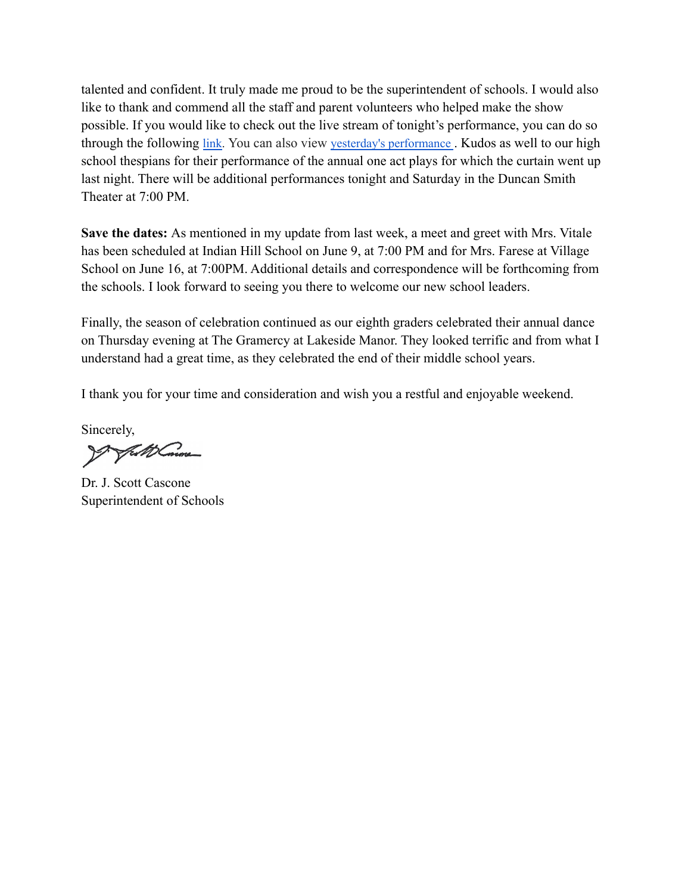talented and confident. It truly made me proud to be the superintendent of schools. I would also like to thank and commend all the staff and parent volunteers who helped make the show possible. If you would like to check out the live stream of tonight's performance, you can do so through the following link. You can also view yesterday's performance . Kudos as well to our high school thespians for their performance of the annual one act plays for which the curtain went up last night. There will be additional performances tonight and Saturday in the Duncan Smith Theater at 7:00 PM.

**Save the dates:** As mentioned in my update from last week, a meet and greet with Mrs. Vitale has been scheduled at Indian Hill School on June 9, at 7:00 PM and for Mrs. Farese at Village School on June 16, at 7:00PM. Additional details and correspondence will be forthcoming from the schools. I look forward to seeing you there to welcome our new school leaders.

Finally, the season of celebration continued as our eighth graders celebrated their annual dance on Thursday evening at The Gramercy at Lakeside Manor. They looked terrific and from what I understand had a great time, as they celebrated the end of their middle school years.

I thank you for your time and consideration and wish you a restful and enjoyable weekend.

Sincerely,

Dr. J. Scott Cascone
Superintendent of Schools